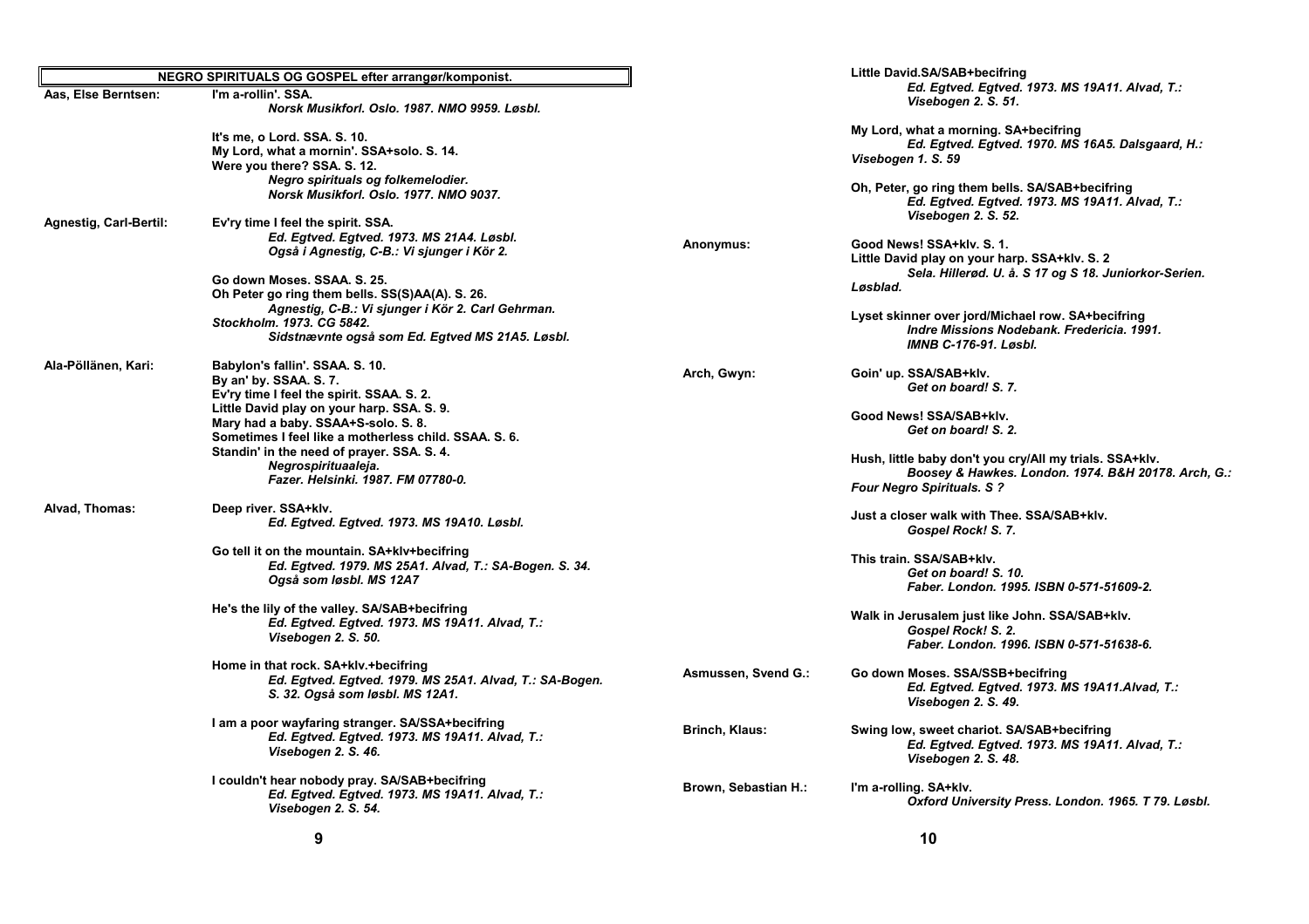## NEGRO SPIRITUALS OG GOSPEL efter arrangør/komponist.

**Aas, Else Berntsen:**

**I'm a-rollin'. SSA.**
*Norsk Musikforl. Oslo. 1987. NMO 9959. Løsbl.*

**It's me, o Lord. SSA. S. 10.**
**My Lord, what a mornin'. SSA+solo. S. 14.**
**Were you there? SSA. S. 12.**
*Negro spirituals og folkemelodier.*
*Norsk Musikforl. Oslo. 1977. NMO 9037.*

**Agnestig, Carl-Bertil:**

**Ev'ry time I feel the spirit. SSA.**
*Ed. Egtved. Egtved. 1973. MS 21A4. Løsbl.*
*Også i Agnestig, C-B.: Vi sjunger i Kör 2.*

**Go down Moses. SSAA. S. 25.**
**Oh Peter go ring them bells. SS(S)AA(A). S. 26.**
*Agnestig, C-B.: Vi sjunger i Kör 2. Carl Gehrman. Stockholm. 1973. CG 5842.*
*Sidstnævnte også som Ed. Egtved MS 21A5. Løsbl.*

**Ala-Pöllänen, Kari:**

**Babylon's fallin'. SSAA. S. 10.**
**By an' by. SSAA. S. 7.**
**Ev'ry time I feel the spirit. SSAA. S. 2.**
**Little David play on your harp. SSA. S. 9.**
**Mary had a baby. SSAA+S-solo. S. 8.**
**Sometimes I feel like a motherless child. SSAA. S. 6.**
**Standin' in the need of prayer. SSA. S. 4.**
*Negrospirituaaleja.*
*Fazer. Helsinki. 1987. FM 07780-0.*

**Alvad, Thomas:**

**Deep river. SSA+klv.**
*Ed. Egtved. Egtved. 1973. MS 19A10. Løsbl.*

**Go tell it on the mountain. SA+klv+becifring**
*Ed. Egtved. 1979. MS 25A1. Alvad, T.: SA-Bogen. S. 34.*
*Også som løsbl. MS 12A7*

**He's the lily of the valley. SA/SAB+becifring**
*Ed. Egtved. Egtved. 1973. MS 19A11. Alvad, T.: Visebogen 2. S. 50.*

**Home in that rock. SA+klv.+becifring**
*Ed. Egtved. Egtved. 1979. MS 25A1. Alvad, T.: SA-Bogen. S. 32. Også som løsbl. MS 12A1.*

**I am a poor wayfaring stranger. SA/SSA+becifring**
*Ed. Egtved. Egtved. 1973. MS 19A11. Alvad, T.: Visebogen 2. S. 46.*

**I couldn't hear nobody pray. SA/SAB+becifring**
*Ed. Egtved. Egtved. 1973. MS 19A11. Alvad, T.: Visebogen 2. S. 54.*

**Little David.SA/SAB+becifring**
*Ed. Egtved. Egtved. 1973. MS 19A11. Alvad, T.: Visebogen 2. S. 51.*

**My Lord, what a morning. SA+becifring**
*Ed. Egtved. Egtved. 1970. MS 16A5. Dalsgaard, H.: Visebogen 1. S. 59*

**Oh, Peter, go ring them bells. SA/SAB+becifring**
*Ed. Egtved. Egtved. 1973. MS 19A11. Alvad, T.: Visebogen 2. S. 52.*

**Anonymus:**

**Good News! SSA+klv. S. 1.**
**Little David play on your harp. SSA+klv. S. 2**
*Sela. Hillerød. U. å. S 17 og S 18. Juniorkor-Serien. Løsblad.*

**Lyset skinner over jord/Michael row. SA+becifring**
*Indre Missions Nodebank. Fredericia. 1991. IMNB C-176-91. Løsbl.*

**Arch, Gwyn:**

**Goin' up. SSA/SAB+klv.**
*Get on board! S. 7.*

**Good News! SSA/SAB+klv.**
*Get on board! S. 2.*

**Hush, little baby don't you cry/All my trials. SSA+klv.**
*Boosey & Hawkes. London. 1974. B&H 20178. Arch, G.: Four Negro Spirituals. S ?*

**Just a closer walk with Thee. SSA/SAB+klv.**
*Gospel Rock! S. 7.*

**This train. SSA/SAB+klv.**
*Get on board! S. 10.*
*Faber. London. 1995. ISBN 0-571-51609-2.*

**Walk in Jerusalem just like John. SSA/SAB+klv.**
*Gospel Rock! S. 2.*
*Faber. London. 1996. ISBN 0-571-51638-6.*

**Asmussen, Svend G.:**

**Go down Moses. SSA/SSB+becifring**
*Ed. Egtved. Egtved. 1973. MS 19A11.Alvad, T.: Visebogen 2. S. 49.*

**Brinch, Klaus:**

**Swing low, sweet chariot. SA/SAB+becifring**
*Ed. Egtved. Egtved. 1973. MS 19A11. Alvad, T.: Visebogen 2. S. 48.*

**Brown, Sebastian H.:**

**I'm a-rolling. SA+klv.**
*Oxford University Press. London. 1965. T 79. Løsbl.*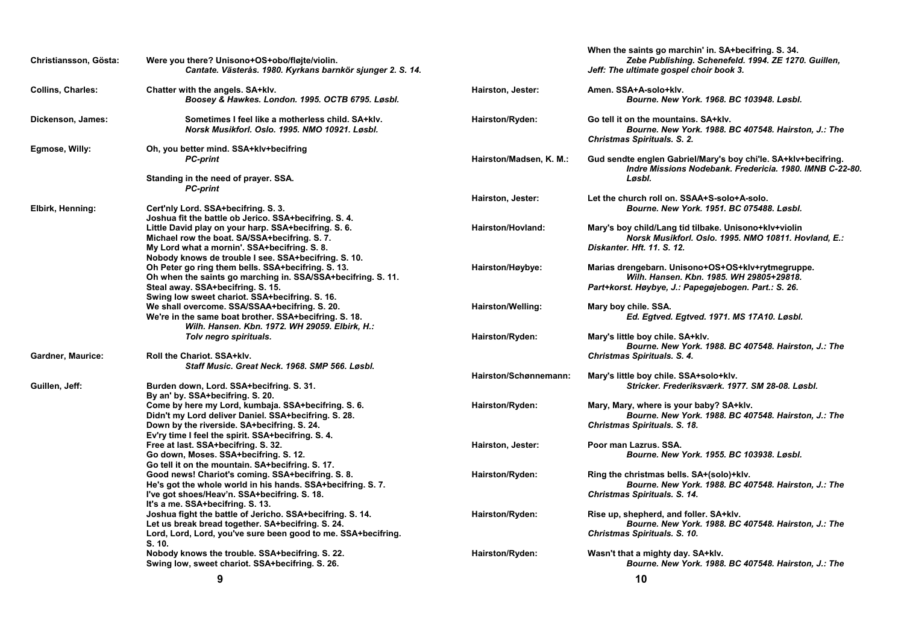**Christiansson, Gösta:** Were you there? Unisono+OS+obo/fløjte/violin.
*Cantate. Västerås. 1980. Kyrkans barnkör sjunger 2. S. 14.*

**Collins, Charles:** Chatter with the angels. SA+klv.
*Boosey & Hawkes. London. 1995. OCTB 6795. Løsbl.*

**Dickenson, James:** Sometimes I feel like a motherless child. SA+klv.
*Norsk Musikforl. Oslo. 1995. NMO 10921. Løsbl.*

**Egmose, Willy:** Oh, you better mind. SSA+klv+becifring
*PC-print*

Standing in the need of prayer. SSA.
*PC-print*

**Elbirk, Henning:** Cert'nly Lord. SSA+becifring. S. 3.
Joshua fit the battle ob Jerico. SSA+becifring. S. 4.
Little David play on your harp. SSA+becifring. S. 6.
Michael row the boat. SA/SSA+becifring. S. 7.
My Lord what a mornin'. SSA+becifring. S. 8.
Nobody knows de trouble I see. SSA+becifring. S. 10.
Oh Peter go ring them bells. SSA+becifring. S. 13.
Oh when the saints go marching in. SSA/SSA+becifring. S. 11.
Steal away. SSA+becifring. S. 15.
Swing low sweet chariot. SSA+becifring. S. 16.
We shall overcome. SSA/SSAA+becifring. S. 20.
We're in the same boat brother. SSA+becifring. S. 18.
*Wilh. Hansen. Kbn. 1972. WH 29059. Elbirk, H.: Tolv negro spirituals.*

**Gardner, Maurice:** Roll the Chariot. SSA+klv.
*Staff Music. Great Neck. 1968. SMP 566. Løsbl.*

**Guillen, Jeff:** Burden down, Lord. SSA+becifring. S. 31.
By an' by. SSA+becifring. S. 20.
Come by here my Lord, kumbaja. SSA+becifring. S. 6.
Didn't my Lord deliver Daniel. SSA+becifring. S. 28.
Down by the riverside. SA+becifring. S. 24.
Ev'ry time I feel the spirit. SSA+becifring. S. 4.
Free at last. SSA+becifring. S. 32.
Go down, Moses. SSA+becifring. S. 12.
Go tell it on the mountain. SA+becifring. S. 17.
Good news! Chariot's coming. SSA+becifring. S. 8.
He's got the whole world in his hands. SSA+becifring. S. 7.
I've got shoes/Heav'n. SSA+becifring. S. 18.
It's a me. SSA+becifring. S. 13.
Joshua fight the battle of Jericho. SSA+becifring. S. 14.
Let us break bread together. SA+becifring. S. 24.
Lord, Lord, Lord, you've sure been good to me. SSA+becifring. S. 10.
Nobody knows the trouble. SSA+becifring. S. 22.
Swing low, sweet chariot. SSA+becifring. S. 26.
When the saints go marchin' in. SA+becifring. S. 34.
*Zebe Publishing. Schenefeld. 1994. ZE 1270. Guillen, Jeff: The ultimate gospel choir book 3.*

**Hairston, Jester:** Amen. SSA+A-solo+klv.
*Bourne. New York. 1968. BC 103948. Løsbl.*

**Hairston/Ryden:** Go tell it on the mountains. SA+klv.
*Bourne. New York. 1988. BC 407548. Hairston, J.: The Christmas Spirituals. S. 2.*

**Hairston/Madsen, K. M.:** Gud sendte englen Gabriel/Mary's boy chi'le. SA+klv+becifring.
*Indre Missions Nodebank. Fredericia. 1980. IMNB C-22-80. Løsbl.*

**Hairston, Jester:** Let the church roll on. SSAA+S-solo+A-solo.
*Bourne. New York. 1951. BC 075488. Løsbl.*

**Hairston/Hovland:** Mary's boy child/Lang tid tilbake. Unisono+klv+violin
*Norsk Musikforl. Oslo. 1995. NMO 10811. Hovland, E.: Diskanter. Hft. 11. S. 12.*

**Hairston/Høybye:** Marias drengebarn. Unisono+OS+OS+klv+rytmegruppe.
*Wilh. Hansen. Kbn. 1985. WH 29805+29818. Part+korst. Høybye, J.: Papegøjebogen. Part.: S. 26.*

**Hairston/Welling:** Mary boy chile. SSA.
*Ed. Egtved. Egtved. 1971. MS 17A10. Løsbl.*

**Hairston/Ryden:** Mary's little boy chile. SA+klv.
*Bourne. New York. 1988. BC 407548. Hairston, J.: The Christmas Spirituals. S. 4.*

**Hairston/Schønnemann:** Mary's little boy chile. SSA+solo+klv.
*Stricker. Frederiksværk. 1977. SM 28-08. Løsbl.*

**Hairston/Ryden:** Mary, Mary, where is your baby? SA+klv.
*Bourne. New York. 1988. BC 407548. Hairston, J.: The Christmas Spirituals. S. 18.*

**Hairston, Jester:** Poor man Lazrus. SSA.
*Bourne. New York. 1955. BC 103938. Løsbl.*

**Hairston/Ryden:** Ring the christmas bells. SA+(solo)+klv.
*Bourne. New York. 1988. BC 407548. Hairston, J.: The Christmas Spirituals. S. 14.*

**Hairston/Ryden:** Rise up, shepherd, and foller. SA+klv.
*Bourne. New York. 1988. BC 407548. Hairston, J.: The Christmas Spirituals. S. 10.*

**Hairston/Ryden:** Wasn't that a mighty day. SA+klv.
*Bourne. New York. 1988. BC 407548. Hairston, J.: The*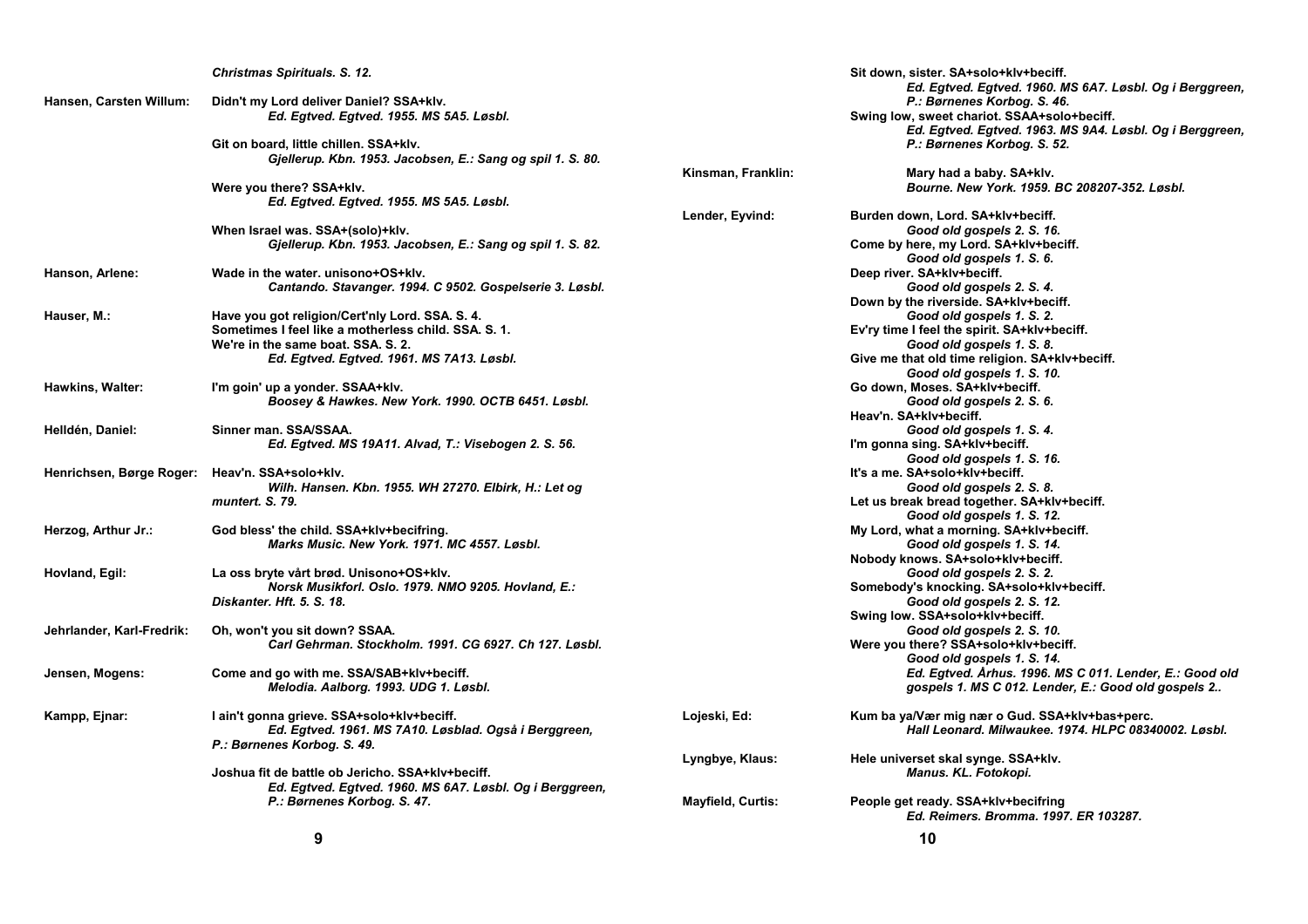*Christmas Spirituals. S. 12.*

**Hansen, Carsten Willum:**

Didn't my Lord deliver Daniel? SSA+klv.
*Ed. Egtved. Egtved. 1955. MS 5A5. Løsbl.*

Git on board, little chillen. SSA+klv.
*Gjellerup. Kbn. 1953. Jacobsen, E.: Sang og spil 1. S. 80.*

Were you there? SSA+klv.
*Ed. Egtved. Egtved. 1955. MS 5A5. Løsbl.*

When Israel was. SSA+(solo)+klv.
*Gjellerup. Kbn. 1953. Jacobsen, E.: Sang og spil 1. S. 82.*

**Hanson, Arlene:**

Wade in the water. unisono+OS+klv.
*Cantando. Stavanger. 1994. C 9502. Gospelserie 3. Løsbl.*

**Hauser, M.:**

Have you got religion/Cert'nly Lord. SSA. S. 4.
Sometimes I feel like a motherless child. SSA. S. 1.
We're in the same boat. SSA. S. 2.
*Ed. Egtved. Egtved. 1961. MS 7A13. Løsbl.*

**Hawkins, Walter:**

I'm goin' up a yonder. SSAA+klv.
*Boosey & Hawkes. New York. 1990. OCTB 6451. Løsbl.*

**Helldén, Daniel:**

Sinner man. SSA/SSAA.
*Ed. Egtved. MS 19A11. Alvad, T.: Visebogen 2. S. 56.*

**Henrichsen, Børge Roger:**

Heav'n. SSA+solo+klv.
*Wilh. Hansen. Kbn. 1955. WH 27270. Elbirk, H.: Let og muntert. S. 79.*

**Herzog, Arthur Jr.:**

God bless' the child. SSA+klv+becifring.
*Marks Music. New York. 1971. MC 4557. Løsbl.*

**Hovland, Egil:**

La oss bryte vårt brød. Unisono+OS+klv.
*Norsk Musikforl. Oslo. 1979. NMO 9205. Hovland, E.: Diskanter. Hft. 5. S. 18.*

**Jehrlander, Karl-Fredrik:**

Oh, won't you sit down? SSAA.
*Carl Gehrman. Stockholm. 1991. CG 6927. Ch 127. Løsbl.*

**Jensen, Mogens:**

Come and go with me. SSA/SAB+klv+beciff.
*Melodia. Aalborg. 1993. UDG 1. Løsbl.*

**Kampp, Ejnar:**

I ain't gonna grieve. SSA+solo+klv+beciff.
*Ed. Egtved. 1961. MS 7A10. Løsblad. Også i Berggreen, P.: Børnenes Korbog. S. 49.*

Joshua fit de battle ob Jericho. SSA+klv+beciff.
*Ed. Egtved. Egtved. 1960. MS 6A7. Løsbl. Og i Berggreen, P.: Børnenes Korbog. S. 47.*

Sit down, sister. SA+solo+klv+beciff.
*Ed. Egtved. Egtved. 1960. MS 6A7. Løsbl. Og i Berggreen, P.: Børnenes Korbog. S. 46.*

Swing low, sweet chariot. SSAA+solo+beciff.
*Ed. Egtved. Egtved. 1963. MS 9A4. Løsbl. Og i Berggreen, P.: Børnenes Korbog. S. 52.*

**Kinsman, Franklin:**

Mary had a baby. SA+klv.
*Bourne. New York. 1959. BC 208207-352. Løsbl.*

**Lender, Eyvind:**

Burden down, Lord. SA+klv+beciff.
*Good old gospels 2. S. 16.*
Come by here, my Lord. SA+klv+beciff.
*Good old gospels 1. S. 6.*
Deep river. SA+klv+beciff.
*Good old gospels 2. S. 4.*
Down by the riverside. SA+klv+beciff.
*Good old gospels 1. S. 2.*
Ev'ry time I feel the spirit. SA+klv+beciff.
*Good old gospels 1. S. 8.*
Give me that old time religion. SA+klv+beciff.
*Good old gospels 1. S. 10.*
Go down, Moses. SA+klv+beciff.
*Good old gospels 2. S. 6.*
Heav'n. SA+klv+beciff.
*Good old gospels 1. S. 4.*
I'm gonna sing. SA+klv+beciff.
*Good old gospels 1. S. 16.*
It's a me. SA+solo+klv+beciff.
*Good old gospels 2. S. 8.*
Let us break bread together. SA+klv+beciff.
*Good old gospels 1. S. 12.*
My Lord, what a morning. SA+klv+beciff.
*Good old gospels 1. S. 14.*
Nobody knows. SA+solo+klv+beciff.
*Good old gospels 2. S. 2.*
Somebody's knocking. SA+solo+klv+beciff.
*Good old gospels 2. S. 12.*
Swing low. SSA+solo+klv+beciff.
*Good old gospels 2. S. 10.*
Were you there? SSA+solo+klv+beciff.
*Good old gospels 1. S. 14.*
*Ed. Egtved. Århus. 1996. MS C 011. Lender, E.: Good old gospels 1. MS C 012. Lender, E.: Good old gospels 2..*

**Lojeski, Ed:**

Kum ba ya/Vær mig nær o Gud. SSA+klv+bas+perc.
*Hall Leonard. Milwaukee. 1974. HLPC 08340002. Løsbl.*

**Lyngbye, Klaus:**

Hele universet skal synge. SSA+klv.
*Manus. KL. Fotokopi.*

**Mayfield, Curtis:**

People get ready. SSA+klv+becifring
*Ed. Reimers. Bromma. 1997. ER 103287.*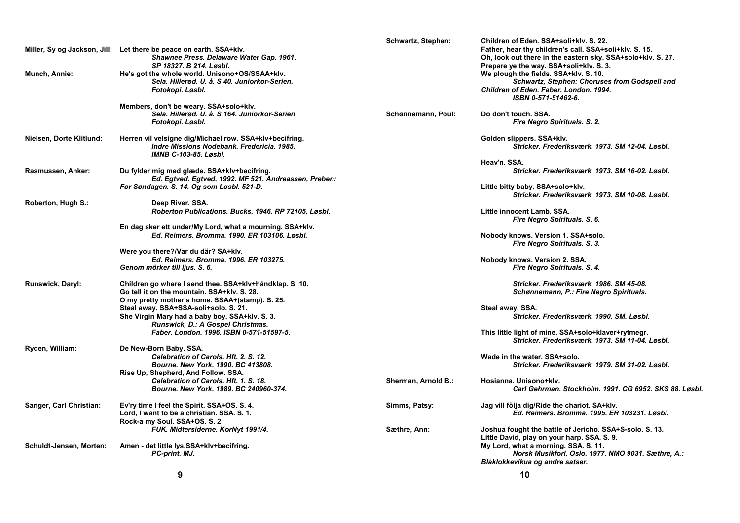**Miller, Sy og Jackson, Jill:** Let there be peace on earth. SSA+klv.
*Shawnee Press. Delaware Water Gap. 1961. SP 18327. B 214. Løsbl.*

**Munch, Annie:** He's got the whole world. Unisono+OS/SSAA+klv.
*Sela. Hillerød. U. å. S 40. Juniorkor-Serien. Fotokopi. Løsbl.*

Members, don't be weary. SSA+solo+klv.
*Sela. Hillerød. U. å. S 164. Juniorkor-Serien. Fotokopi. Løsbl.*

**Nielsen, Dorte Klitlund:** Herren vil velsigne dig/Michael row. SSA+klv+becifring.
*Indre Missions Nodebank. Fredericia. 1985. IMNB C-103-85. Løsbl.*

**Rasmussen, Anker:** Du fylder mig med glæde. SSA+klv+becifring.
*Ed. Egtved. Egtved. 1992. MF 521. Andreassen, Preben: Før Søndagen. S. 14. Og som Løsbl. 521-D.*

**Roberton, Hugh S.:** Deep River. SSA.
*Roberton Publications. Bucks. 1946. RP 72105. Løsbl.*

En dag sker ett under/My Lord, what a mourning. SSA+klv.
*Ed. Reimers. Bromma. 1990. ER 103106. Løsbl.*

Were you there?/Var du där? SA+klv.
*Ed. Reimers. Bromma. 1996. ER 103275. Genom mörker till ljus. S. 6.*

**Runswick, Daryl:** Children go where I send thee. SSA+klv+håndklap. S. 10.
Go tell it on the mountain. SSA+klv. S. 28.
O my pretty mother's home. SSAA+(stamp). S. 25.
Steal away. SSA+SSA-soli+solo. S. 21.
She Virgin Mary had a baby boy. SSA+klv. S. 3.
*Runswick, D.: A Gospel Christmas. Faber. London. 1996. ISBN 0-571-51597-5.*

**Ryden, William:** De New-Born Baby. SSA.
*Celebration of Carols. Hft. 2. S. 12. Bourne. New York. 1990. BC 413808.*

Rise Up, Shepherd, And Follow. SSA.
*Celebration of Carols. Hft. 1. S. 18. Bourne. New York. 1989. BC 240960-374.*

**Sanger, Carl Christian:** Ev'ry time I feel the Spirit. SSA+OS. S. 4.
Lord, I want to be a christian. SSA. S. 1.
Rock-a my Soul. SSA+OS. S. 2.
*FUK. Midtersiderne. KorNyt 1991/4.*

**Schuldt-Jensen, Morten:** Amen - det little lys.SSA+klv+becifring.
*PC-print. MJ.*

**Schwartz, Stephen:** Children of Eden. SSA+soli+klv. S. 22.
Father, hear thy children's call. SSA+soli+klv. S. 15.
Oh, look out there in the eastern sky. SSA+solo+klv. S. 27.
Prepare ye the way. SSA+soli+klv. S. 3.
We plough the fields. SSA+klv. S. 10.
*Schwartz, Stephen: Choruses from Godspell and Children of Eden. Faber. London. 1994. ISBN 0-571-51462-6.*

**Schønnemann, Poul:** Do don't touch. SSA.
*Fire Negro Spirituals. S. 2.*

Golden slippers. SSA+klv.
*Stricker. Frederiksværk. 1973. SM 12-04. Løsbl.*

Heav'n. SSA.
*Stricker. Frederiksværk. 1973. SM 16-02. Løsbl.*

Little bitty baby. SSA+solo+klv.
*Stricker. Frederiksværk. 1973. SM 10-08. Løsbl.*

Little innocent Lamb. SSA.
*Fire Negro Spirituals. S. 6.*

Nobody knows. Version 1. SSA+solo.
*Fire Negro Spirituals. S. 3.*

Nobody knows. Version 2. SSA.
*Fire Negro Spirituals. S. 4.*

*Stricker. Frederiksværk. 1986. SM 45-08. Schønnemann, P.: Fire Negro Spirituals.*

Steal away. SSA.
*Stricker. Frederiksværk. 1990. SM. Løsbl.*

This little light of mine. SSA+solo+klaver+rytmegr.
*Stricker. Frederiksværk. 1973. SM 11-04. Løsbl.*

Wade in the water. SSA+solo.
*Stricker. Frederiksværk. 1979. SM 31-02. Løsbl.*

**Sherman, Arnold B.:** Hosianna. Unisono+klv.
*Carl Gehrman. Stockholm. 1991. CG 6952. SKS 88. Løsbl.*

**Simms, Patsy:** Jag vill följa dig/Ride the chariot. SA+klv.
*Ed. Reimers. Bromma. 1995. ER 103231. Løsbl.*

**Sæthre, Ann:** Joshua fought the battle of Jericho. SSA+S-solo. S. 13.
Little David, play on your harp. SSA. S. 9.
My Lord, what a morning. SSA. S. 11.
*Norsk Musikforl. Oslo. 1977. NMO 9031. Sæthre, A.: Blåklokkevikua og andre satser.*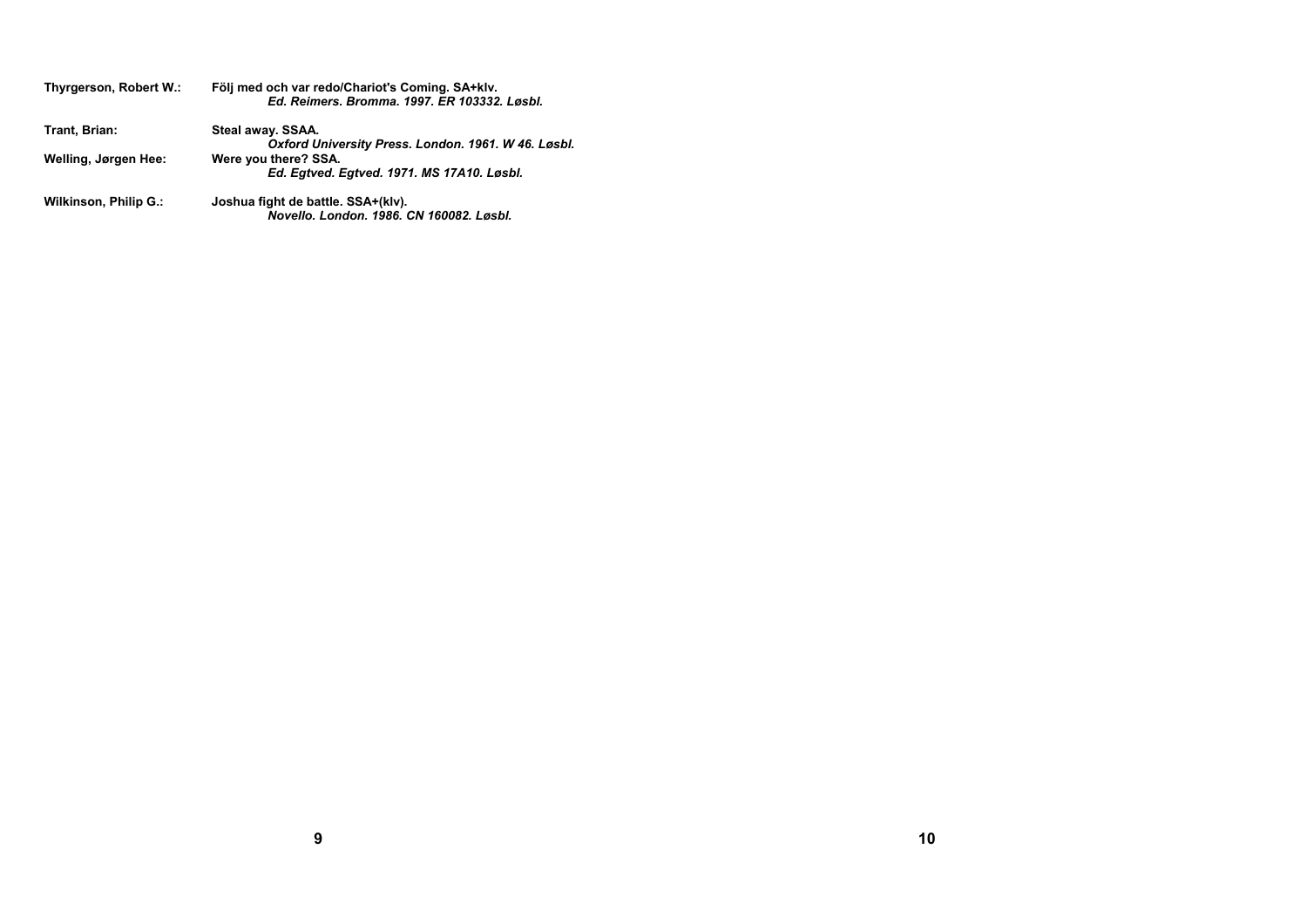**Thyrgerson, Robert W.:** **Följ med och var redo/Chariot's Coming. SA+klv.**
***Ed. Reimers. Bromma. 1997. ER 103332. Løsbl.***

**Trant, Brian:** **Steal away. SSAA.**
***Oxford University Press. London. 1961. W 46. Løsbl.***

**Welling, Jørgen Hee:** **Were you there? SSA.**
***Ed. Egtved. Egtved. 1971. MS 17A10. Løsbl.***

**Wilkinson, Philip G.:** **Joshua fight de battle. SSA+(klv).**
***Novello. London. 1986. CN 160082. Løsbl.***